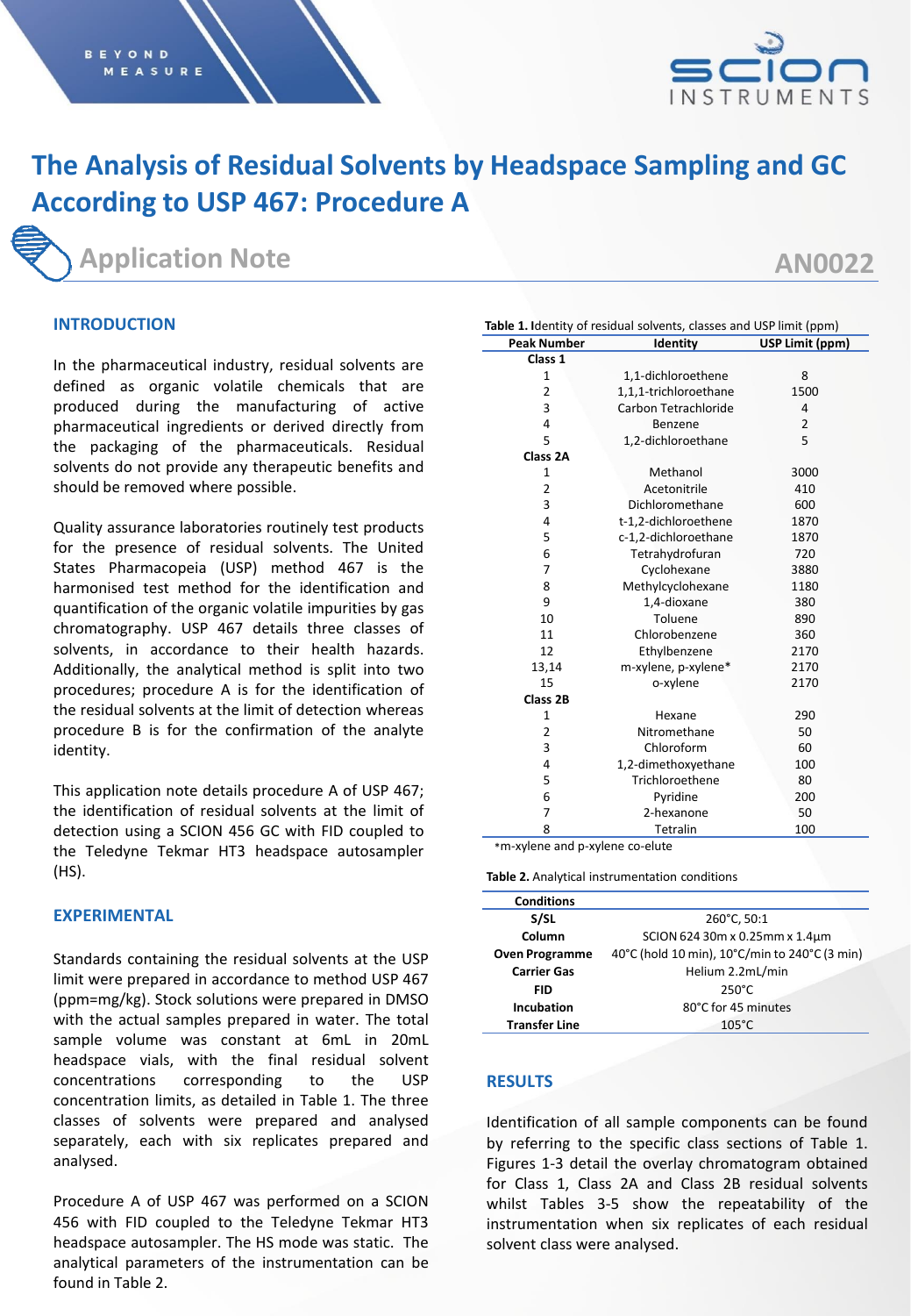# The Analysis of Residual Solvents by Headspace Sampling and GC According to USP 467: Procedure A

## Application Note

AN0022

## INTRODUCTION

In the pharmaceutical industry, residual solvents are defined as organic volatile chemicals that are produced during the manufacturing of active pharmaceutical ingredients or derived directly from the packaging of the pharmaceuticals. Residual solvents do not provide any therapeutic benefits and should be removed where possible.

Quality assurance laboratories routinely test products for the presence of residual solvents. The United States Pharmacopeia (USP) method 467 is the harmonised test method for the identification and quantification of the organic volatile impurities by gas chromatography. USP 467 details three classes of solvents, in accordance to their health hazards. Additionally, the analytical method is split into two procedures; procedure A is for the identification of the residual solvents at the limit of detection whereas procedure B is for the confirmation of the analyte identity.

This application note details procedure A of USP 467; the identification of residual solvents at the limit of detection using a SCION 456 GC with FID coupled to the Teledyne Tekmar HT3 headspace autosampler (HS).

## EXPERIMENTAL

Standards containing the residual solvents at the USP limit were prepared in accordance to method USP 467 (ppm=mg/kg). Stock solutions were prepared in DMSO with the actual samples prepared in water. The total sample volume was constant at 6mL in 20mL headspace vials, with the final residual solvent concentrations corresponding to the USP concentration limits, as detailed in Table 1. The three classes of solvents were prepared and analysed separately, each with six replicates prepared and analysed.

Procedure A of USP 467 was performed on a SCION 456 with FID coupled to the Teledyne Tekmar HT3 headspace autosampler. The HS mode was static. The analytical parameters of the instrumentation can be found in Table 2.

**Table 1.** Identity of residual solvents, classes and USP limit (ppm)

| Peak Number | Identity | USP Limit (ppm) |
|---|---|---|
| **Class 1** | | |
| 1 | 1,1-dichloroethene | 8 |
| 2 | 1,1,1-trichloroethane | 1500 |
| 3 | Carbon Tetrachloride | 4 |
| 4 | Benzene | 2 |
| 5 | 1,2-dichloroethane | 5 |
| **Class 2A** | | |
| 1 | Methanol | 3000 |
| 2 | Acetonitrile | 410 |
| 3 | Dichloromethane | 600 |
| 4 | t-1,2-dichloroethene | 1870 |
| 5 | c-1,2-dichloroethane | 1870 |
| 6 | Tetrahydrofuran | 720 |
| 7 | Cyclohexane | 3880 |
| 8 | Methylcyclohexane | 1180 |
| 9 | 1,4-dioxane | 380 |
| 10 | Toluene | 890 |
| 11 | Chlorobenzene | 360 |
| 12 | Ethylbenzene | 2170 |
| 13,14 | m-xylene, p-xylene* | 2170 |
| 15 | o-xylene | 2170 |
| **Class 2B** | | |
| 1 | Hexane | 290 |
| 2 | Nitromethane | 50 |
| 3 | Chloroform | 60 |
| 4 | 1,2-dimethoxyethane | 100 |
| 5 | Trichloroethene | 80 |
| 6 | Pyridine | 200 |
| 7 | 2-hexanone | 50 |
| 8 | Tetralin | 100 |

*m-xylene and p-xylene co-elute

**Table 2.** Analytical instrumentation conditions

| Conditions | |
|---|---|
| **S/SL** | 260°C, 50:1 |
| **Column** | SCION 624 30m x 0.25mm x 1.4µm |
| **Oven Programme** | 40°C (hold 10 min), 10°C/min to 240°C (3 min) |
| **Carrier Gas** | Helium 2.2mL/min |
| **FID** | 250°C |
| **Incubation** | 80°C for 45 minutes |
| **Transfer Line** | 105°C |

## RESULTS

Identification of all sample components can be found by referring to the specific class sections of Table 1. Figures 1-3 detail the overlay chromatogram obtained for Class 1, Class 2A and Class 2B residual solvents whilst Tables 3-5 show the repeatability of the instrumentation when six replicates of each residual solvent class were analysed.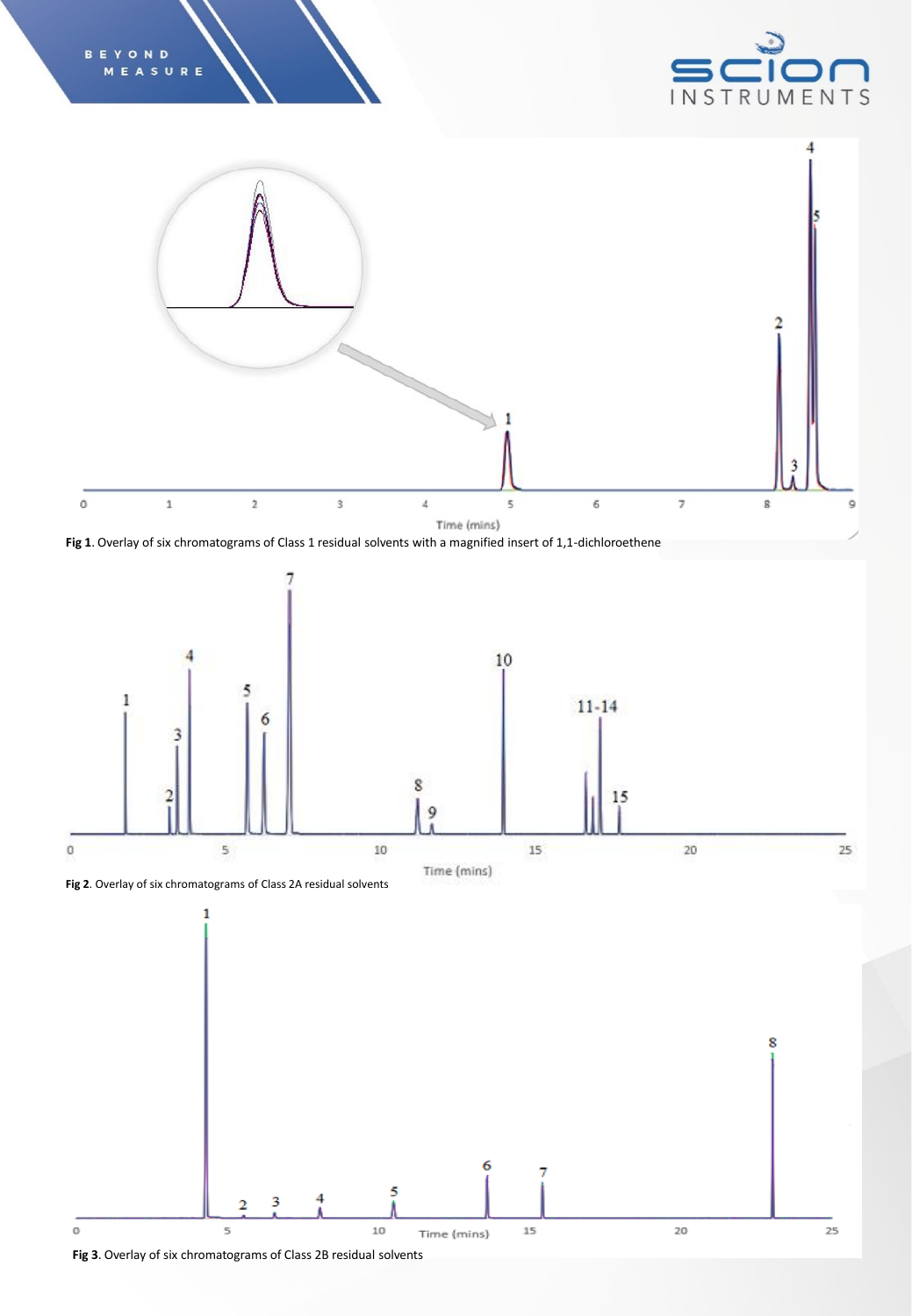**Fig 1**. Overlay of six chromatograms of Class 1 residual solvents with a magnified insert of 1,1-dichloroethene

**Fig 2**. Overlay of six chromatograms of Class 2A residual solvents

**Fig 3**. Overlay of six chromatograms of Class 2B residual solvents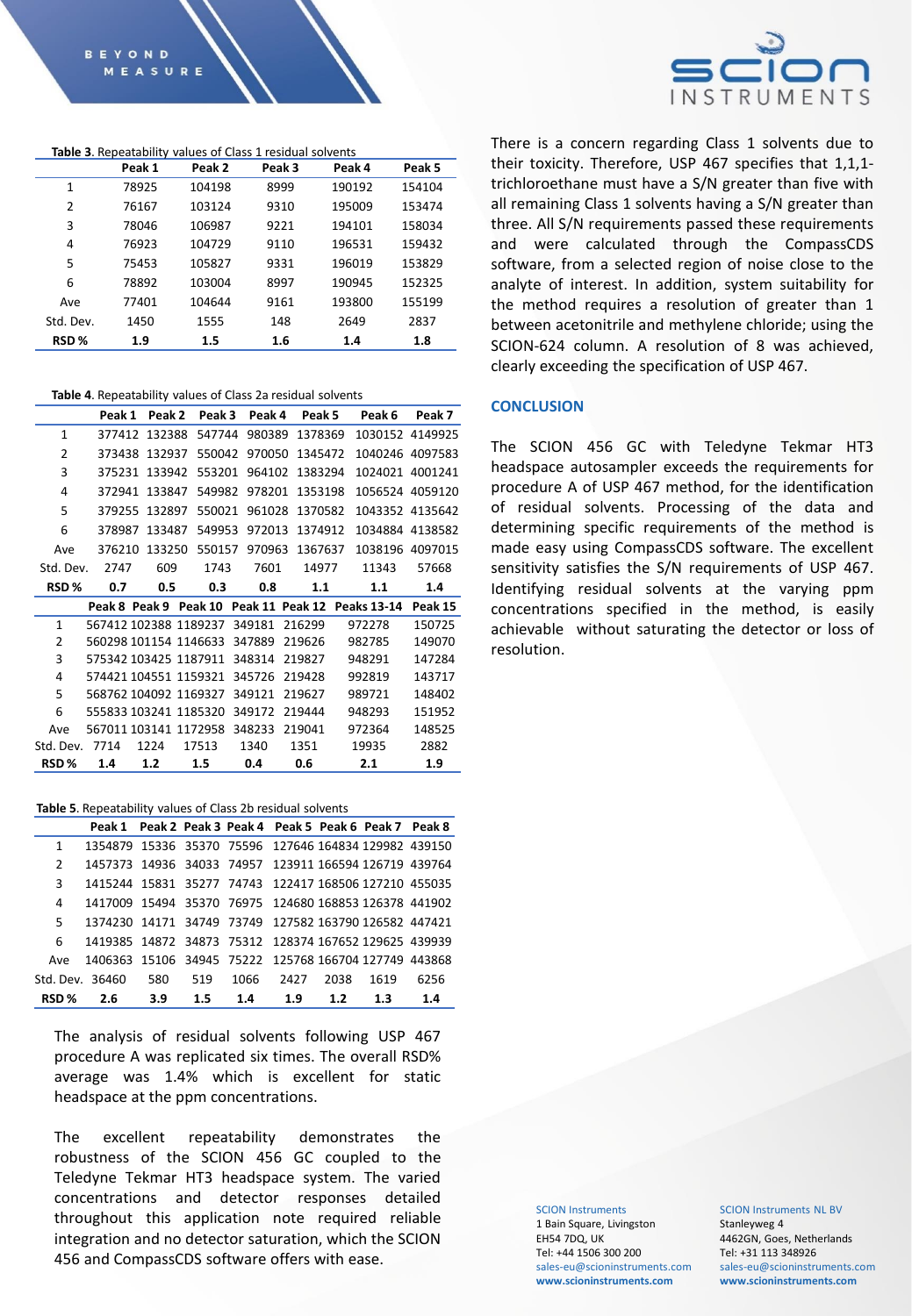**Table 3**. Repeatability values of Class 1 residual solvents

| | Peak 1 | Peak 2 | Peak 3 | Peak 4 | Peak 5 |
|---|---|---|---|---|---|
| 1 | 78925 | 104198 | 8999 | 190192 | 154104 |
| 2 | 76167 | 103124 | 9310 | 195009 | 153474 |
| 3 | 78046 | 106987 | 9221 | 194101 | 158034 |
| 4 | 76923 | 104729 | 9110 | 196531 | 159432 |
| 5 | 75453 | 105827 | 9331 | 196019 | 153829 |
| 6 | 78892 | 103004 | 8997 | 190945 | 152325 |
| Ave | 77401 | 104644 | 9161 | 193800 | 155199 |
| Std. Dev. | 1450 | 1555 | 148 | 2649 | 2837 |
| **RSD %** | **1.9** | **1.5** | **1.6** | **1.4** | **1.8** |

**Table 4**. Repeatability values of Class 2a residual solvents

| | Peak 1 | Peak 2 | Peak 3 | Peak 4 | Peak 5 | Peak 6 | Peak 7 |
|---|---|---|---|---|---|---|---|
| 1 | 377412 | 132388 | 547744 | 980389 | 1378369 | 1030152 | 4149925 |
| 2 | 373438 | 132937 | 550042 | 970050 | 1345472 | 1040246 | 4097583 |
| 3 | 375231 | 133942 | 553201 | 964102 | 1383294 | 1024021 | 4001241 |
| 4 | 372941 | 133847 | 549982 | 978201 | 1353198 | 1056524 | 4059120 |
| 5 | 379255 | 132897 | 550021 | 961028 | 1370582 | 1043352 | 4135642 |
| 6 | 378987 | 133487 | 549953 | 972013 | 1374912 | 1034884 | 4138582 |
| Ave | 376210 | 133250 | 550157 | 970963 | 1367637 | 1038196 | 4097015 |
| Std. Dev. | 2747 | 609 | 1743 | 7601 | 14977 | 11343 | 57668 |
| **RSD %** | **0.7** | **0.5** | **0.3** | **0.8** | **1.1** | **1.1** | **1.4** |
| | **Peak 8** | **Peak 9** | **Peak 10** | **Peak 11** | **Peak 12** | **Peaks 13-14** | **Peak 15** |
| 1 | 567412 | 102388 | 1189237 | 349181 | 216299 | 972278 | 150725 |
| 2 | 560298 | 101154 | 1146633 | 347889 | 219626 | 982785 | 149070 |
| 3 | 575342 | 103425 | 1187911 | 348314 | 219827 | 948291 | 147284 |
| 4 | 574421 | 104551 | 1159321 | 345726 | 219428 | 992819 | 143717 |
| 5 | 568762 | 104092 | 1169327 | 349121 | 219627 | 989721 | 148402 |
| 6 | 555833 | 103241 | 1185320 | 349172 | 219444 | 948293 | 151952 |
| Ave | 567011 | 103141 | 1172958 | 348233 | 219041 | 972364 | 148525 |
| Std. Dev. | 7714 | 1224 | 17513 | 1340 | 1351 | 19935 | 2882 |
| **RSD %** | **1.4** | **1.2** | **1.5** | **0.4** | **0.6** | **2.1** | **1.9** |

**Table 5**. Repeatability values of Class 2b residual solvents

| | Peak 1 | Peak 2 | Peak 3 | Peak 4 | Peak 5 | Peak 6 | Peak 7 | Peak 8 |
|---|---|---|---|---|---|---|---|---|
| 1 | 1354879 | 15336 | 35370 | 75596 | 127646 | 164834 | 129982 | 439150 |
| 2 | 1457373 | 14936 | 34033 | 74957 | 123911 | 166594 | 126719 | 439764 |
| 3 | 1415244 | 15831 | 35277 | 74743 | 122417 | 168506 | 127210 | 455035 |
| 4 | 1417009 | 15494 | 35370 | 76975 | 124680 | 168853 | 126378 | 441902 |
| 5 | 1374230 | 14171 | 34749 | 73749 | 127582 | 163790 | 126582 | 447421 |
| 6 | 1419385 | 14872 | 34873 | 75312 | 128374 | 167652 | 129625 | 439939 |
| Ave | 1406363 | 15106 | 34945 | 75222 | 125768 | 166704 | 127749 | 443868 |
| Std. Dev. | 36460 | 580 | 519 | 1066 | 2427 | 2038 | 1619 | 6256 |
| **RSD %** | **2.6** | **3.9** | **1.5** | **1.4** | **1.9** | **1.2** | **1.3** | **1.4** |

The analysis of residual solvents following USP 467 procedure A was replicated six times. The overall RSD% average was 1.4% which is excellent for static headspace at the ppm concentrations.

The excellent repeatability demonstrates the robustness of the SCION 456 GC coupled to the Teledyne Tekmar HT3 headspace system. The varied concentrations and detector responses detailed throughout this application note required reliable integration and no detector saturation, which the SCION 456 and CompassCDS software offers with ease.

There is a concern regarding Class 1 solvents due to their toxicity. Therefore, USP 467 specifies that 1,1,1-trichloroethane must have a S/N greater than five with all remaining Class 1 solvents having a S/N greater than three. All S/N requirements passed these requirements and were calculated through the CompassCDS software, from a selected region of noise close to the analyte of interest. In addition, system suitability for the method requires a resolution of greater than 1 between acetonitrile and methylene chloride; using the SCION-624 column. A resolution of 8 was achieved, clearly exceeding the specification of USP 467.

## CONCLUSION

The SCION 456 GC with Teledyne Tekmar HT3 headspace autosampler exceeds the requirements for procedure A of USP 467 method, for the identification of residual solvents. Processing of the data and determining specific requirements of the method is made easy using CompassCDS software. The excellent sensitivity satisfies the S/N requirements of USP 467. Identifying residual solvents at the varying ppm concentrations specified in the method, is easily achievable without saturating the detector or loss of resolution.

SCION Instruments
1 Bain Square, Livingston
EH54 7DQ, UK
Tel: +44 1506 300 200
sales-eu@scioninstruments.com
**www.scioninstruments.com**

SCION Instruments NL BV
Stanleyweg 4
4462GN, Goes, Netherlands
Tel: +31 113 348926
sales-eu@scioninstruments.com
**www.scioninstruments.com**